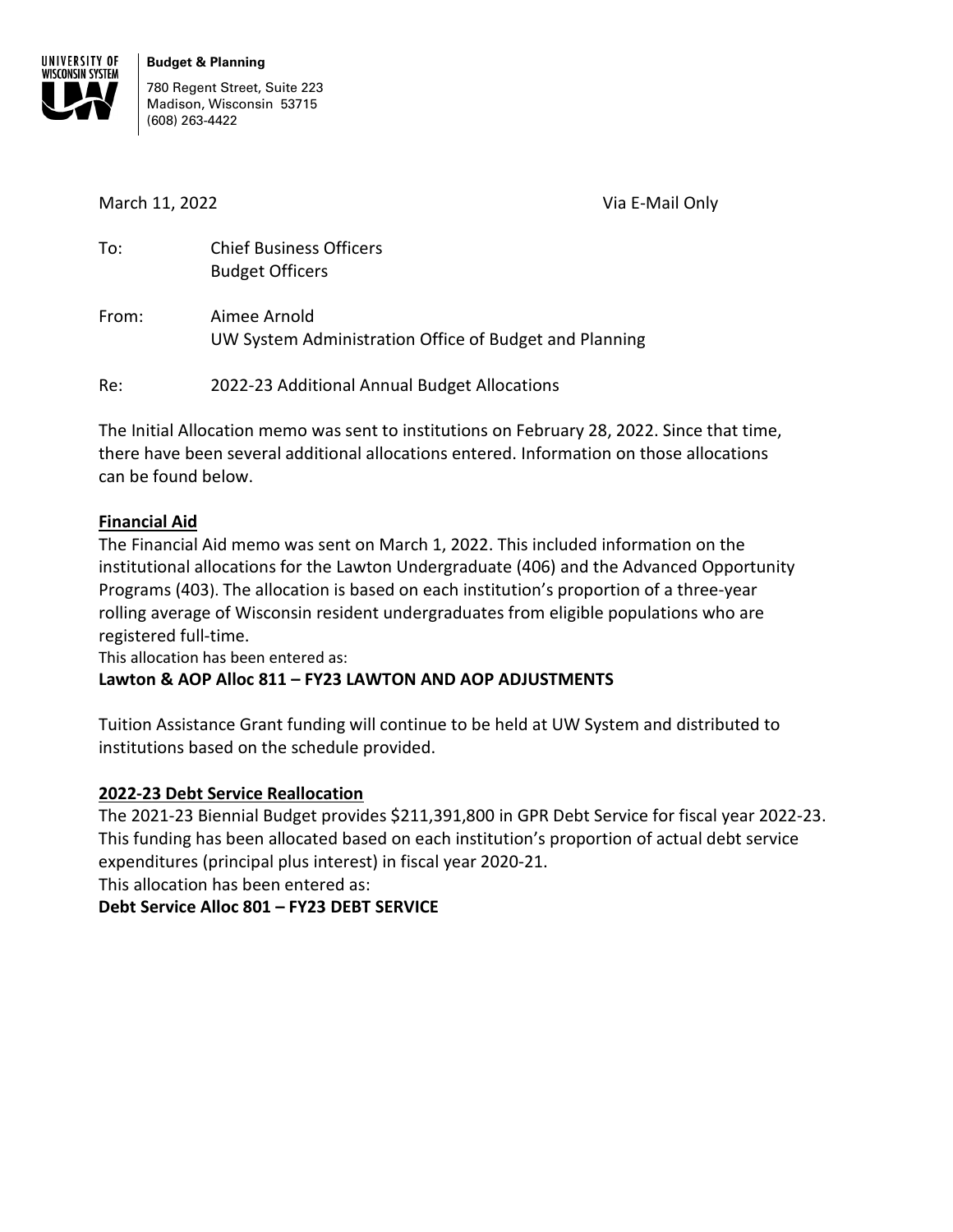**Budget & Planning**

780 Regent Street, Suite 223
Madison, Wisconsin 53715
(608) 263-4422

March 11, 2022 Via E-Mail Only

To: Chief Business Officers
Budget Officers

From: Aimee Arnold
UW System Administration Office of Budget and Planning

Re: 2022-23 Additional Annual Budget Allocations

The Initial Allocation memo was sent to institutions on February 28, 2022. Since that time, there have been several additional allocations entered. Information on those allocations can be found below.

**Financial Aid**

The Financial Aid memo was sent on March 1, 2022. This included information on the institutional allocations for the Lawton Undergraduate (406) and the Advanced Opportunity Programs (403). The allocation is based on each institution's proportion of a three-year rolling average of Wisconsin resident undergraduates from eligible populations who are registered full-time.

This allocation has been entered as:

**Lawton & AOP Alloc 811 – FY23 LAWTON AND AOP ADJUSTMENTS**

Tuition Assistance Grant funding will continue to be held at UW System and distributed to institutions based on the schedule provided.

**2022-23 Debt Service Reallocation**

The 2021-23 Biennial Budget provides $211,391,800 in GPR Debt Service for fiscal year 2022-23. This funding has been allocated based on each institution's proportion of actual debt service expenditures (principal plus interest) in fiscal year 2020-21.

This allocation has been entered as:

**Debt Service Alloc 801 – FY23 DEBT SERVICE**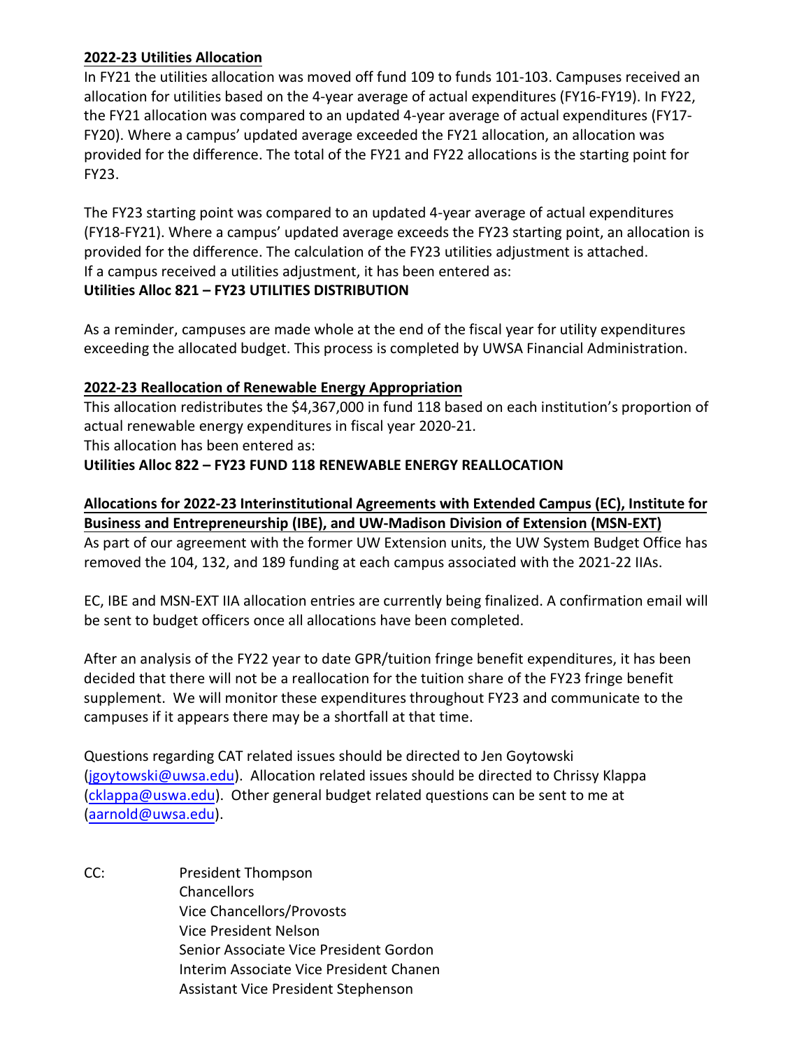**2022-23 Utilities Allocation**

In FY21 the utilities allocation was moved off fund 109 to funds 101-103. Campuses received an allocation for utilities based on the 4-year average of actual expenditures (FY16-FY19). In FY22, the FY21 allocation was compared to an updated 4-year average of actual expenditures (FY17-FY20). Where a campus' updated average exceeded the FY21 allocation, an allocation was provided for the difference. The total of the FY21 and FY22 allocations is the starting point for FY23.

The FY23 starting point was compared to an updated 4-year average of actual expenditures (FY18-FY21). Where a campus' updated average exceeds the FY23 starting point, an allocation is provided for the difference. The calculation of the FY23 utilities adjustment is attached.
If a campus received a utilities adjustment, it has been entered as:
**Utilities Alloc 821 – FY23 UTILITIES DISTRIBUTION**

As a reminder, campuses are made whole at the end of the fiscal year for utility expenditures exceeding the allocated budget. This process is completed by UWSA Financial Administration.

**2022-23 Reallocation of Renewable Energy Appropriation**

This allocation redistributes the $4,367,000 in fund 118 based on each institution's proportion of actual renewable energy expenditures in fiscal year 2020-21.
This allocation has been entered as:
**Utilities Alloc 822 – FY23 FUND 118 RENEWABLE ENERGY REALLOCATION**

**Allocations for 2022-23 Interinstitutional Agreements with Extended Campus (EC), Institute for Business and Entrepreneurship (IBE), and UW-Madison Division of Extension (MSN-EXT)**

As part of our agreement with the former UW Extension units, the UW System Budget Office has removed the 104, 132, and 189 funding at each campus associated with the 2021-22 IIAs.

EC, IBE and MSN-EXT IIA allocation entries are currently being finalized. A confirmation email will be sent to budget officers once all allocations have been completed.

After an analysis of the FY22 year to date GPR/tuition fringe benefit expenditures, it has been decided that there will not be a reallocation for the tuition share of the FY23 fringe benefit supplement. We will monitor these expenditures throughout FY23 and communicate to the campuses if it appears there may be a shortfall at that time.

Questions regarding CAT related issues should be directed to Jen Goytowski (jgoytowski@uwsa.edu). Allocation related issues should be directed to Chrissy Klappa (cklappa@uswa.edu). Other general budget related questions can be sent to me at (aarnold@uwsa.edu).

CC: President Thompson
Chancellors
Vice Chancellors/Provosts
Vice President Nelson
Senior Associate Vice President Gordon
Interim Associate Vice President Chanen
Assistant Vice President Stephenson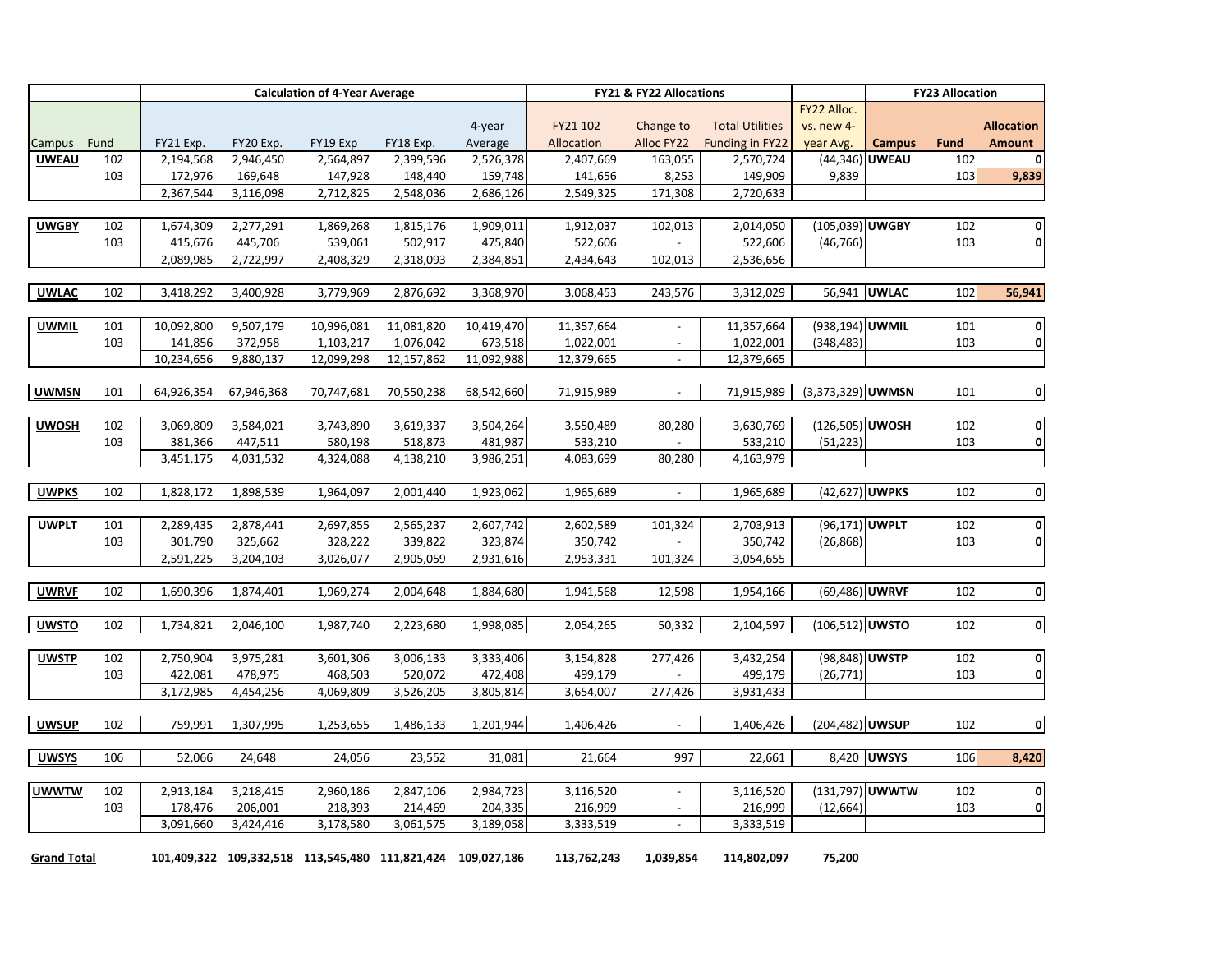| | | Calculation of 4-Year Average | | | | | FY21 & FY22 Allocations | | | | FY23 Allocation | | |
|---|---|---|---|---|---|---|---|---|---|---|---|---|---|
| Campus | Fund | FY21 Exp. | FY20 Exp. | FY19 Exp | FY18 Exp. | 4-year Average | FY21 102 Allocation | Change to Alloc FY22 | Total Utilities Funding in FY22 | FY22 Alloc. vs. new 4-year Avg. | Campus | Fund | Allocation Amount |
| **UWEAU** | 102 | 2,194,568 | 2,946,450 | 2,564,897 | 2,399,596 | 2,526,378 | 2,407,669 | 163,055 | 2,570,724 | (44,346) | **UWEAU** | 102 | 0 |
| | 103 | 172,976 | 169,648 | 147,928 | 148,440 | 159,748 | 141,656 | 8,253 | 149,909 | 9,839 | | 103 | 9,839 |
| | | 2,367,544 | 3,116,098 | 2,712,825 | 2,548,036 | 2,686,126 | 2,549,325 | 171,308 | 2,720,633 | | | | |
| **UWGBY** | 102 | 1,674,309 | 2,277,291 | 1,869,268 | 1,815,176 | 1,909,011 | 1,912,037 | 102,013 | 2,014,050 | (105,039) | **UWGBY** | 102 | 0 |
| | 103 | 415,676 | 445,706 | 539,061 | 502,917 | 475,840 | 522,606 | - | 522,606 | (46,766) | | 103 | 0 |
| | | 2,089,985 | 2,722,997 | 2,408,329 | 2,318,093 | 2,384,851 | 2,434,643 | 102,013 | 2,536,656 | | | | |
| **UWLAC** | 102 | 3,418,292 | 3,400,928 | 3,779,969 | 2,876,692 | 3,368,970 | 3,068,453 | 243,576 | 3,312,029 | 56,941 | **UWLAC** | 102 | 56,941 |
| **UWMIL** | 101 | 10,092,800 | 9,507,179 | 10,996,081 | 11,081,820 | 10,419,470 | 11,357,664 | - | 11,357,664 | (938,194) | **UWMIL** | 101 | 0 |
| | 103 | 141,856 | 372,958 | 1,103,217 | 1,076,042 | 673,518 | 1,022,001 | - | 1,022,001 | (348,483) | | 103 | 0 |
| | | 10,234,656 | 9,880,137 | 12,099,298 | 12,157,862 | 11,092,988 | 12,379,665 | - | 12,379,665 | | | | |
| **UWMSN** | 101 | 64,926,354 | 67,946,368 | 70,747,681 | 70,550,238 | 68,542,660 | 71,915,989 | - | 71,915,989 | (3,373,329) | **UWMSN** | 101 | 0 |
| **UWOSH** | 102 | 3,069,809 | 3,584,021 | 3,743,890 | 3,619,337 | 3,504,264 | 3,550,489 | 80,280 | 3,630,769 | (126,505) | **UWOSH** | 102 | 0 |
| | 103 | 381,366 | 447,511 | 580,198 | 518,873 | 481,987 | 533,210 | - | 533,210 | (51,223) | | 103 | 0 |
| | | 3,451,175 | 4,031,532 | 4,324,088 | 4,138,210 | 3,986,251 | 4,083,699 | 80,280 | 4,163,979 | | | | |
| **UWPKS** | 102 | 1,828,172 | 1,898,539 | 1,964,097 | 2,001,440 | 1,923,062 | 1,965,689 | - | 1,965,689 | (42,627) | **UWPKS** | 102 | 0 |
| **UWPLT** | 101 | 2,289,435 | 2,878,441 | 2,697,855 | 2,565,237 | 2,607,742 | 2,602,589 | 101,324 | 2,703,913 | (96,171) | **UWPLT** | 102 | 0 |
| | 103 | 301,790 | 325,662 | 328,222 | 339,822 | 323,874 | 350,742 | - | 350,742 | (26,868) | | 103 | 0 |
| | | 2,591,225 | 3,204,103 | 3,026,077 | 2,905,059 | 2,931,616 | 2,953,331 | 101,324 | 3,054,655 | | | | |
| **UWRVF** | 102 | 1,690,396 | 1,874,401 | 1,969,274 | 2,004,648 | 1,884,680 | 1,941,568 | 12,598 | 1,954,166 | (69,486) | **UWRVF** | 102 | 0 |
| **UWSTO** | 102 | 1,734,821 | 2,046,100 | 1,987,740 | 2,223,680 | 1,998,085 | 2,054,265 | 50,332 | 2,104,597 | (106,512) | **UWSTO** | 102 | 0 |
| **UWSTP** | 102 | 2,750,904 | 3,975,281 | 3,601,306 | 3,006,133 | 3,333,406 | 3,154,828 | 277,426 | 3,432,254 | (98,848) | **UWSTP** | 102 | 0 |
| | 103 | 422,081 | 478,975 | 468,503 | 520,072 | 472,408 | 499,179 | - | 499,179 | (26,771) | | 103 | 0 |
| | | 3,172,985 | 4,454,256 | 4,069,809 | 3,526,205 | 3,805,814 | 3,654,007 | 277,426 | 3,931,433 | | | | |
| **UWSUP** | 102 | 759,991 | 1,307,995 | 1,253,655 | 1,486,133 | 1,201,944 | 1,406,426 | - | 1,406,426 | (204,482) | **UWSUP** | 102 | 0 |
| **UWSYS** | 106 | 52,066 | 24,648 | 24,056 | 23,552 | 31,081 | 21,664 | 997 | 22,661 | 8,420 | **UWSYS** | 106 | 8,420 |
| **UWWTW** | 102 | 2,913,184 | 3,218,415 | 2,960,186 | 2,847,106 | 2,984,723 | 3,116,520 | - | 3,116,520 | (131,797) | **UWWTW** | 102 | 0 |
| | 103 | 178,476 | 206,001 | 218,393 | 214,469 | 204,335 | 216,999 | - | 216,999 | (12,664) | | 103 | 0 |
| | | 3,091,660 | 3,424,416 | 3,178,580 | 3,061,575 | 3,189,058 | 3,333,519 | - | 3,333,519 | | | | |
| **Grand Total** | | **101,409,322** | **109,332,518** | **113,545,480** | **111,821,424** | **109,027,186** | **113,762,243** | **1,039,854** | **114,802,097** | **75,200** | | | |